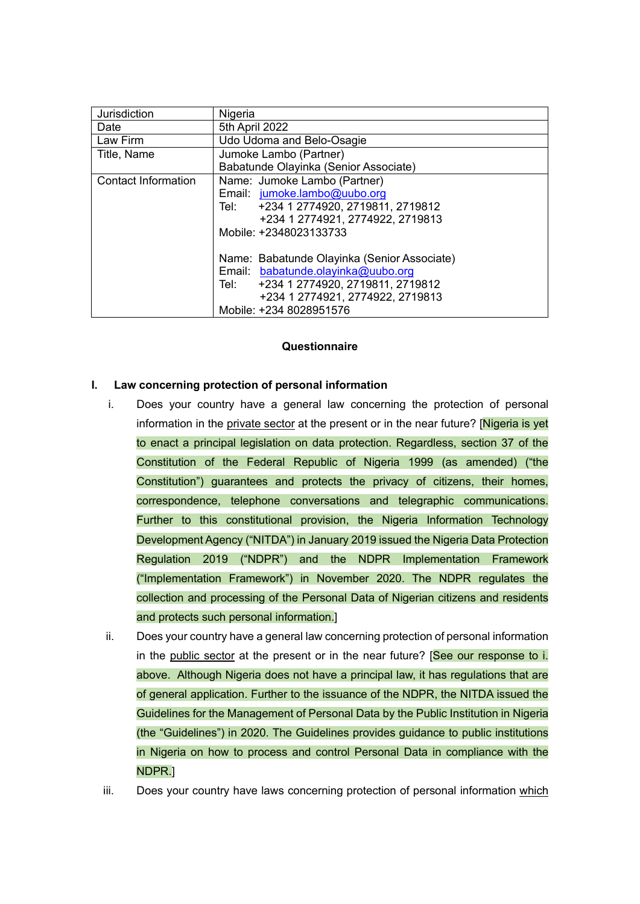| Jurisdiction | Nigeria |
|---|---|
| Date | 5th April 2022 |
| Law Firm | Udo Udoma and Belo-Osagie |
| Title, Name | Jumoke Lambo (Partner)<br>Babatunde Olayinka (Senior Associate) |
| Contact Information | Name: Jumoke Lambo (Partner)<br>Email: jumoke.lambo@uubo.org<br>Tel: +234 1 2774920, 2719811, 2719812<br>+234 1 2774921, 2774922, 2719813<br>Mobile: +2348023133733<br><br>Name: Babatunde Olayinka (Senior Associate)<br>Email: babatunde.olayinka@uubo.org<br>Tel: +234 1 2774920, 2719811, 2719812<br>+234 1 2774921, 2774922, 2719813<br>Mobile: +234 8028951576 |

**Questionnaire**

## I. Law concerning protection of personal information

i. Does your country have a general law concerning the protection of personal information in the private sector at the present or in the near future? [Nigeria is yet to enact a principal legislation on data protection. Regardless, section 37 of the Constitution of the Federal Republic of Nigeria 1999 (as amended) ("the Constitution") guarantees and protects the privacy of citizens, their homes, correspondence, telephone conversations and telegraphic communications. Further to this constitutional provision, the Nigeria Information Technology Development Agency ("NITDA") in January 2019 issued the Nigeria Data Protection Regulation 2019 ("NDPR") and the NDPR Implementation Framework ("Implementation Framework") in November 2020. The NDPR regulates the collection and processing of the Personal Data of Nigerian citizens and residents and protects such personal information.]

ii. Does your country have a general law concerning protection of personal information in the public sector at the present or in the near future? [See our response to i. above. Although Nigeria does not have a principal law, it has regulations that are of general application. Further to the issuance of the NDPR, the NITDA issued the Guidelines for the Management of Personal Data by the Public Institution in Nigeria (the "Guidelines") in 2020. The Guidelines provides guidance to public institutions in Nigeria on how to process and control Personal Data in compliance with the NDPR.]

iii. Does your country have laws concerning protection of personal information which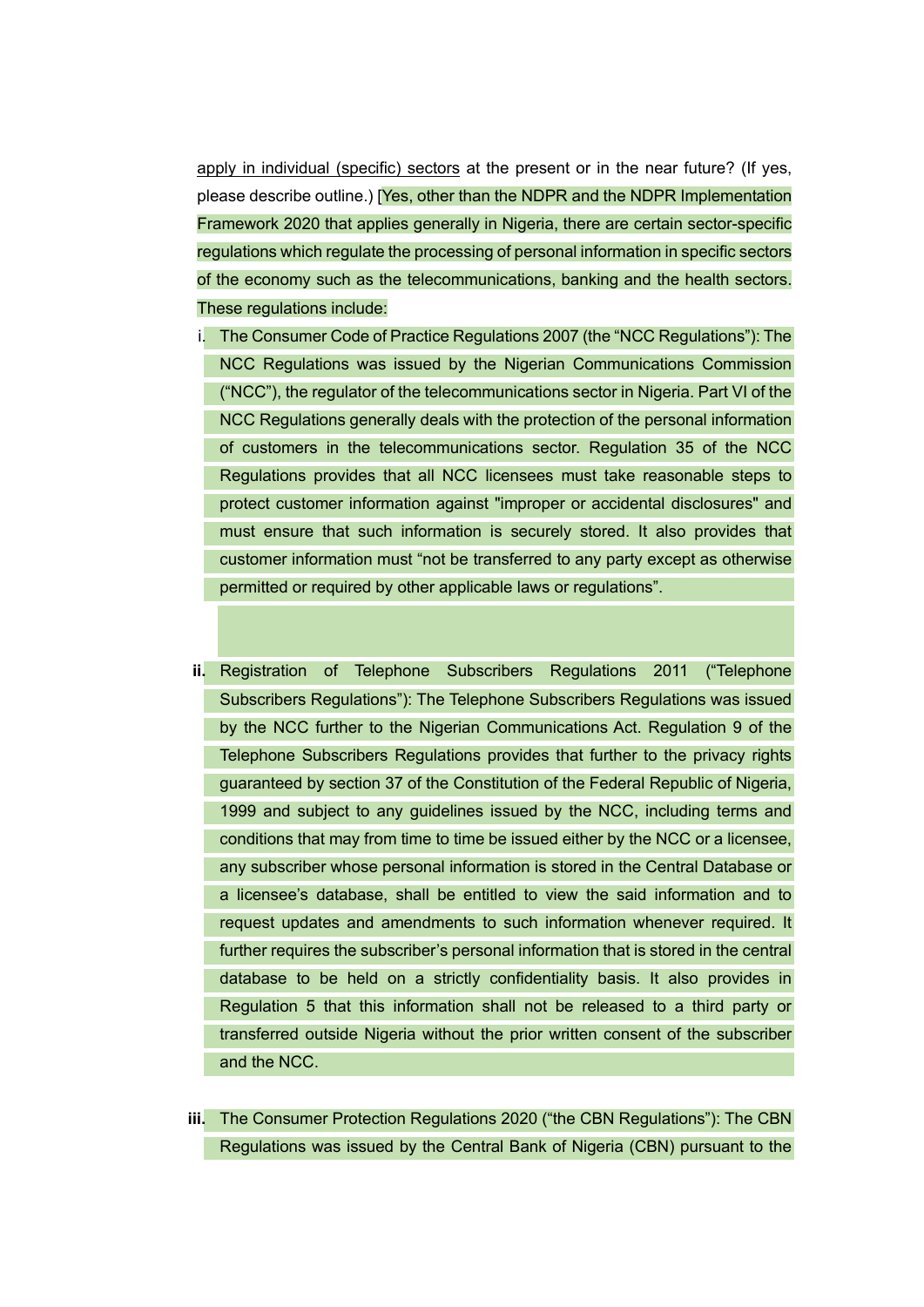apply in individual (specific) sectors at the present or in the near future? (If yes, please describe outline.) [Yes, other than the NDPR and the NDPR Implementation Framework 2020 that applies generally in Nigeria, there are certain sector-specific regulations which regulate the processing of personal information in specific sectors of the economy such as the telecommunications, banking and the health sectors. These regulations include:

i. The Consumer Code of Practice Regulations 2007 (the "NCC Regulations"): The NCC Regulations was issued by the Nigerian Communications Commission ("NCC"), the regulator of the telecommunications sector in Nigeria. Part VI of the NCC Regulations generally deals with the protection of the personal information of customers in the telecommunications sector. Regulation 35 of the NCC Regulations provides that all NCC licensees must take reasonable steps to protect customer information against "improper or accidental disclosures" and must ensure that such information is securely stored. It also provides that customer information must "not be transferred to any party except as otherwise permitted or required by other applicable laws or regulations".

ii. Registration of Telephone Subscribers Regulations 2011 ("Telephone Subscribers Regulations"): The Telephone Subscribers Regulations was issued by the NCC further to the Nigerian Communications Act. Regulation 9 of the Telephone Subscribers Regulations provides that further to the privacy rights guaranteed by section 37 of the Constitution of the Federal Republic of Nigeria, 1999 and subject to any guidelines issued by the NCC, including terms and conditions that may from time to time be issued either by the NCC or a licensee, any subscriber whose personal information is stored in the Central Database or a licensee's database, shall be entitled to view the said information and to request updates and amendments to such information whenever required. It further requires the subscriber's personal information that is stored in the central database to be held on a strictly confidentiality basis. It also provides in Regulation 5 that this information shall not be released to a third party or transferred outside Nigeria without the prior written consent of the subscriber and the NCC.

iii. The Consumer Protection Regulations 2020 ("the CBN Regulations"): The CBN Regulations was issued by the Central Bank of Nigeria (CBN) pursuant to the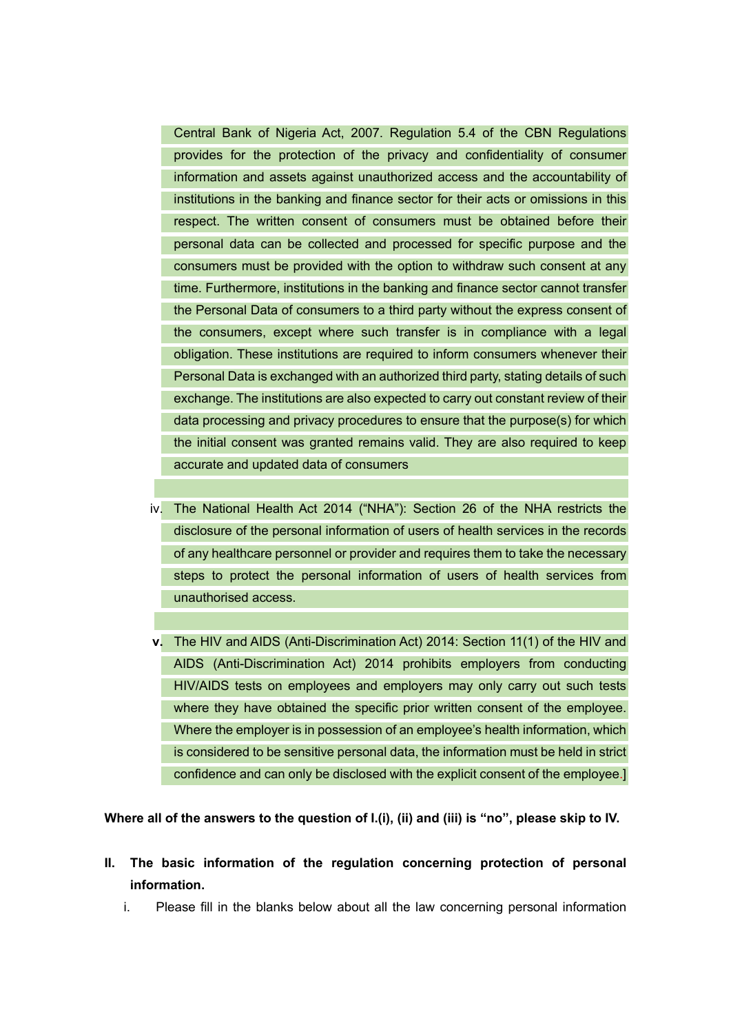Central Bank of Nigeria Act, 2007. Regulation 5.4 of the CBN Regulations provides for the protection of the privacy and confidentiality of consumer information and assets against unauthorized access and the accountability of institutions in the banking and finance sector for their acts or omissions in this respect. The written consent of consumers must be obtained before their personal data can be collected and processed for specific purpose and the consumers must be provided with the option to withdraw such consent at any time. Furthermore, institutions in the banking and finance sector cannot transfer the Personal Data of consumers to a third party without the express consent of the consumers, except where such transfer is in compliance with a legal obligation. These institutions are required to inform consumers whenever their Personal Data is exchanged with an authorized third party, stating details of such exchange. The institutions are also expected to carry out constant review of their data processing and privacy procedures to ensure that the purpose(s) for which the initial consent was granted remains valid. They are also required to keep accurate and updated data of consumers

iv. The National Health Act 2014 ("NHA"): Section 26 of the NHA restricts the disclosure of the personal information of users of health services in the records of any healthcare personnel or provider and requires them to take the necessary steps to protect the personal information of users of health services from unauthorised access.

**v.** The HIV and AIDS (Anti-Discrimination Act) 2014: Section 11(1) of the HIV and AIDS (Anti-Discrimination Act) 2014 prohibits employers from conducting HIV/AIDS tests on employees and employers may only carry out such tests where they have obtained the specific prior written consent of the employee. Where the employer is in possession of an employee's health information, which is considered to be sensitive personal data, the information must be held in strict confidence and can only be disclosed with the explicit consent of the employee.]

**Where all of the answers to the question of I.(i), (ii) and (iii) is "no", please skip to IV.**

## II. The basic information of the regulation concerning protection of personal information.

i. Please fill in the blanks below about all the law concerning personal information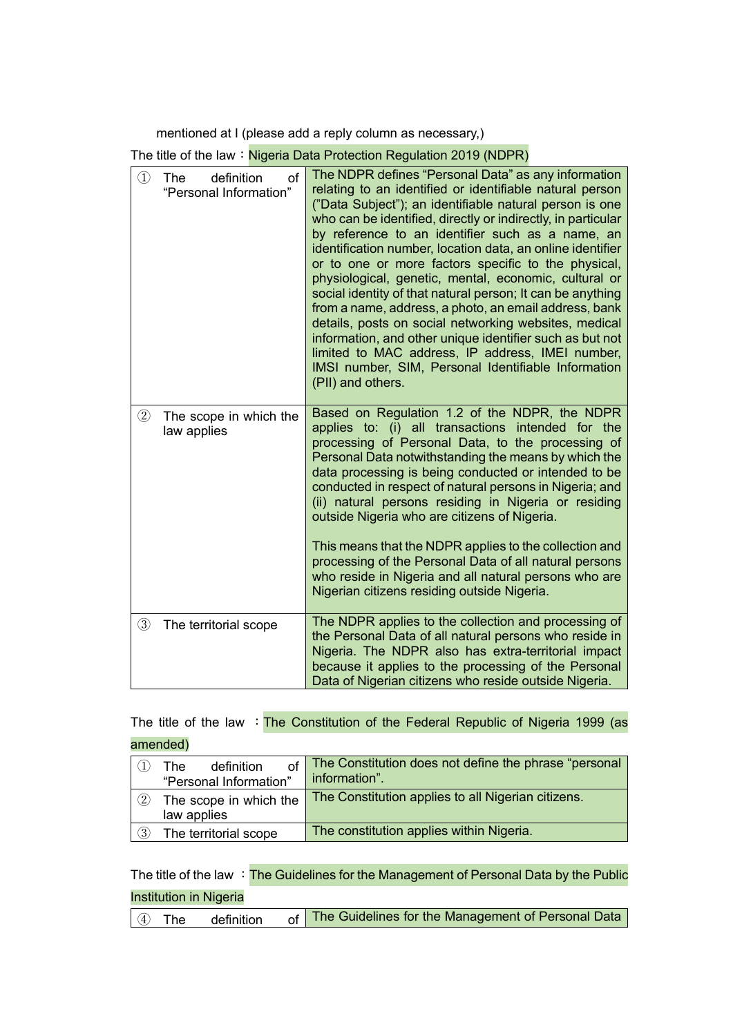mentioned at I (please add a reply column as necessary,)

The title of the law：Nigeria Data Protection Regulation 2019 (NDPR)

| | |
|---|---|
| ① The definition of "Personal Information" | The NDPR defines "Personal Data" as any information relating to an identified or identifiable natural person ("Data Subject"); an identifiable natural person is one who can be identified, directly or indirectly, in particular by reference to an identifier such as a name, an identification number, location data, an online identifier or to one or more factors specific to the physical, physiological, genetic, mental, economic, cultural or social identity of that natural person; It can be anything from a name, address, a photo, an email address, bank details, posts on social networking websites, medical information, and other unique identifier such as but not limited to MAC address, IP address, IMEI number, IMSI number, SIM, Personal Identifiable Information (PII) and others. |
| ② The scope in which the law applies | Based on Regulation 1.2 of the NDPR, the NDPR applies to: (i) all transactions intended for the processing of Personal Data, to the processing of Personal Data notwithstanding the means by which the data processing is being conducted or intended to be conducted in respect of natural persons in Nigeria; and (ii) natural persons residing in Nigeria or residing outside Nigeria who are citizens of Nigeria.<br><br>This means that the NDPR applies to the collection and processing of the Personal Data of all natural persons who reside in Nigeria and all natural persons who are Nigerian citizens residing outside Nigeria. |
| ③ The territorial scope | The NDPR applies to the collection and processing of the Personal Data of all natural persons who reside in Nigeria. The NDPR also has extra-territorial impact because it applies to the processing of the Personal Data of Nigerian citizens who reside outside Nigeria. |

The title of the law：The Constitution of the Federal Republic of Nigeria 1999 (as amended)

| | |
|---|---|
| ① The definition of "Personal Information" | The Constitution does not define the phrase "personal information". |
| ② The scope in which the law applies | The Constitution applies to all Nigerian citizens. |
| ③ The territorial scope | The constitution applies within Nigeria. |

The title of the law：The Guidelines for the Management of Personal Data by the Public Institution in Nigeria

| | |
|---|---|
| ④ The definition of | The Guidelines for the Management of Personal Data |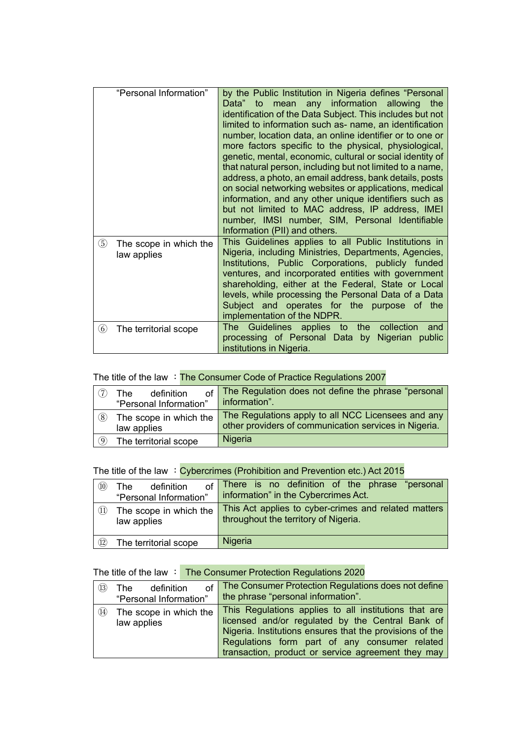| | | |
|---|---|---|
| | "Personal Information" | by the Public Institution in Nigeria defines "Personal Data" to mean any information allowing the identification of the Data Subject. This includes but not limited to information such as- name, an identification number, location data, an online identifier or to one or more factors specific to the physical, physiological, genetic, mental, economic, cultural or social identity of that natural person, including but not limited to a name, address, a photo, an email address, bank details, posts on social networking websites or applications, medical information, and any other unique identifiers such as but not limited to MAC address, IP address, IMEI number, IMSI number, SIM, Personal Identifiable Information (PII) and others. |
| ⑤ | The scope in which the law applies | This Guidelines applies to all Public Institutions in Nigeria, including Ministries, Departments, Agencies, Institutions, Public Corporations, publicly funded ventures, and incorporated entities with government shareholding, either at the Federal, State or Local levels, while processing the Personal Data of a Data Subject and operates for the purpose of the implementation of the NDPR. |
| ⑥ | The territorial scope | The Guidelines applies to the collection and processing of Personal Data by Nigerian public institutions in Nigeria. |

The title of the law ：The Consumer Code of Practice Regulations 2007

| | | |
|---|---|---|
| ⑦ | The definition of "Personal Information" | The Regulation does not define the phrase "personal information". |
| ⑧ | The scope in which the law applies | The Regulations apply to all NCC Licensees and any other providers of communication services in Nigeria. |
| ⑨ | The territorial scope | Nigeria |

The title of the law ：Cybercrimes (Prohibition and Prevention etc.) Act 2015

| | | |
|---|---|---|
| ⑩ | The definition of "Personal Information" | There is no definition of the phrase "personal information" in the Cybercrimes Act. |
| ⑪ | The scope in which the law applies | This Act applies to cyber-crimes and related matters throughout the territory of Nigeria. |
| ⑫ | The territorial scope | Nigeria |

The title of the law ： The Consumer Protection Regulations 2020

| | | |
|---|---|---|
| ⑬ | The definition of "Personal Information" | The Consumer Protection Regulations does not define the phrase "personal information". |
| ⑭ | The scope in which the law applies | This Regulations applies to all institutions that are licensed and/or regulated by the Central Bank of Nigeria. Institutions ensures that the provisions of the Regulations form part of any consumer related transaction, product or service agreement they may |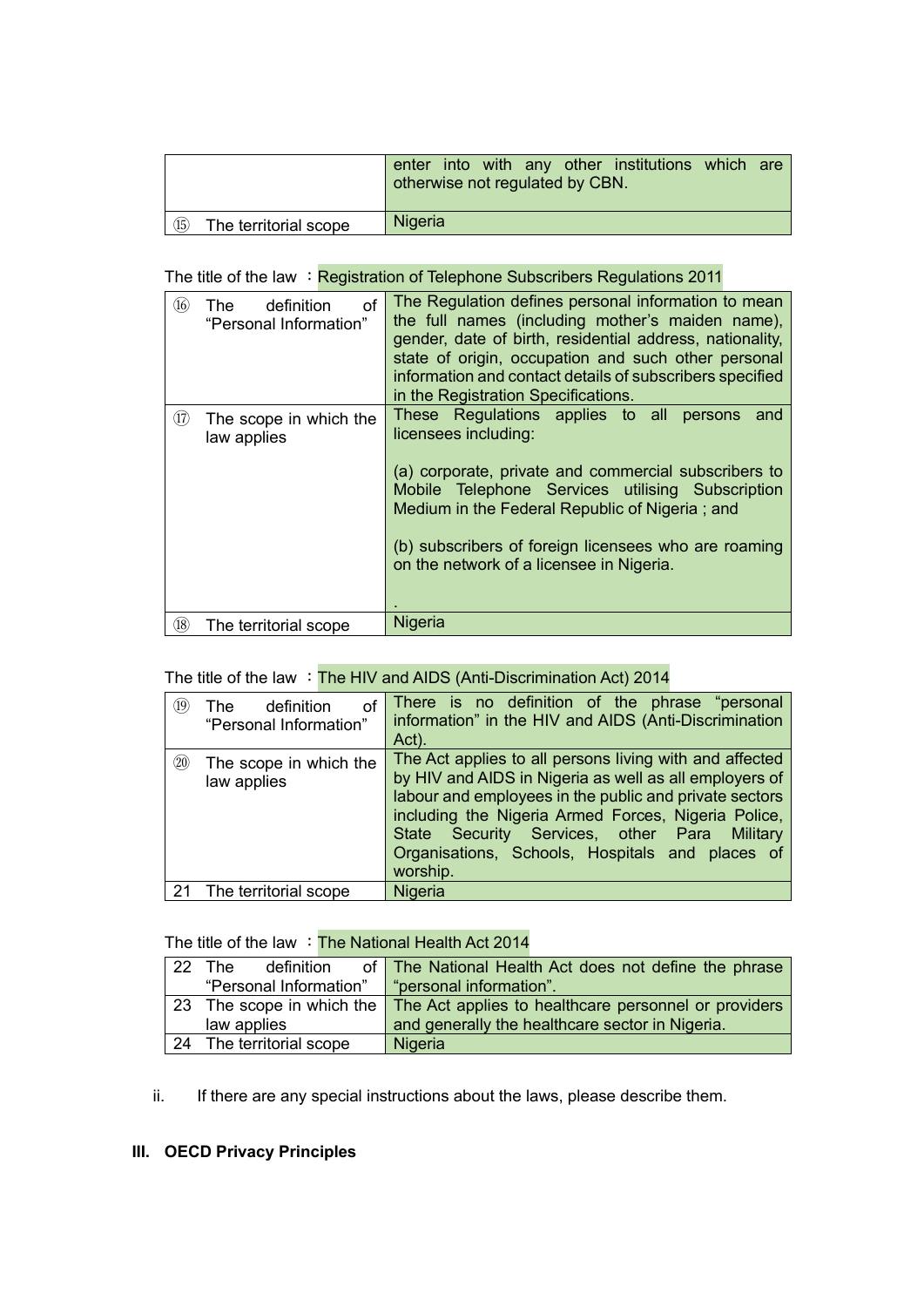| | |
|---|---|
| | enter into with any other institutions which are otherwise not regulated by CBN. |
| ⑮ The territorial scope | Nigeria |

The title of the law ：Registration of Telephone Subscribers Regulations 2011

| | |
|---|---|
| ⑯ The definition of "Personal Information" | The Regulation defines personal information to mean the full names (including mother's maiden name), gender, date of birth, residential address, nationality, state of origin, occupation and such other personal information and contact details of subscribers specified in the Registration Specifications. |
| ⑰ The scope in which the law applies | These Regulations applies to all persons and licensees including:<br><br>(a) corporate, private and commercial subscribers to Mobile Telephone Services utilising Subscription Medium in the Federal Republic of Nigeria ; and<br><br>(b) subscribers of foreign licensees who are roaming on the network of a licensee in Nigeria.<br><br>. |
| ⑱ The territorial scope | Nigeria |

The title of the law ：The HIV and AIDS (Anti-Discrimination Act) 2014

| | |
|---|---|
| ⑲ The definition of "Personal Information" | There is no definition of the phrase "personal information" in the HIV and AIDS (Anti-Discrimination Act). |
| ⑳ The scope in which the law applies | The Act applies to all persons living with and affected by HIV and AIDS in Nigeria as well as all employers of labour and employees in the public and private sectors including the Nigeria Armed Forces, Nigeria Police, State Security Services, other Para Military Organisations, Schools, Hospitals and places of worship. |
| 21 The territorial scope | Nigeria |

The title of the law ：The National Health Act 2014

| | |
|---|---|
| 22 The definition of "Personal Information" | The National Health Act does not define the phrase "personal information". |
| 23 The scope in which the law applies | The Act applies to healthcare personnel or providers and generally the healthcare sector in Nigeria. |
| 24 The territorial scope | Nigeria |

ii. If there are any special instructions about the laws, please describe them.

## III. OECD Privacy Principles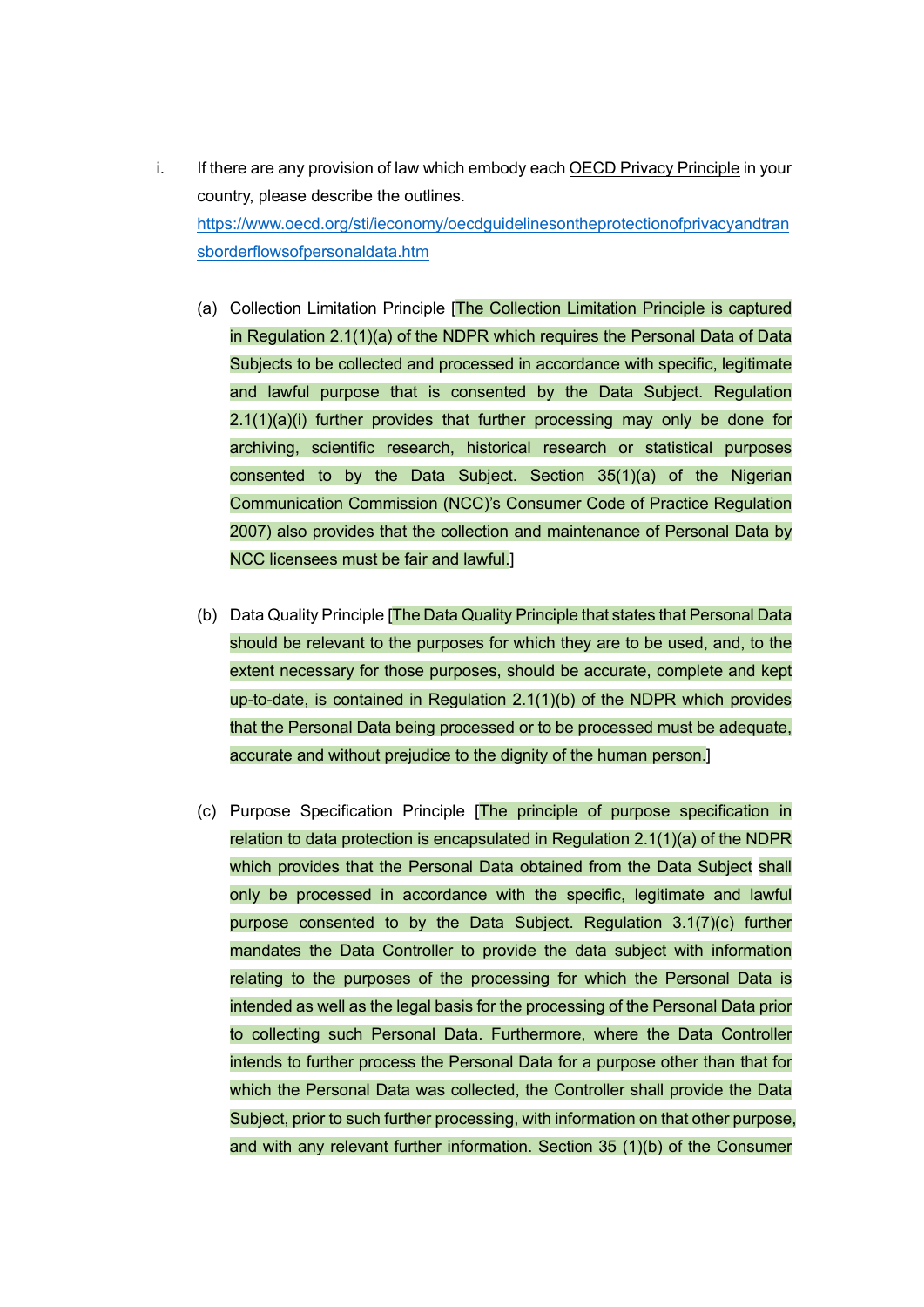i. If there are any provision of law which embody each OECD Privacy Principle in your country, please describe the outlines.
[https://www.oecd.org/sti/ieconomy/oecdguidelinesontheprotectionofprivacyandtransborderflowsofpersonaldata.htm](https://www.oecd.org/sti/ieconomy/oecdguidelinesontheprotectionofprivacyandtransborderflowsofpersonaldata.htm)

(a) Collection Limitation Principle [The Collection Limitation Principle is captured in Regulation 2.1(1)(a) of the NDPR which requires the Personal Data of Data Subjects to be collected and processed in accordance with specific, legitimate and lawful purpose that is consented by the Data Subject. Regulation 2.1(1)(a)(i) further provides that further processing may only be done for archiving, scientific research, historical research or statistical purposes consented to by the Data Subject. Section 35(1)(a) of the Nigerian Communication Commission (NCC)'s Consumer Code of Practice Regulation 2007) also provides that the collection and maintenance of Personal Data by NCC licensees must be fair and lawful.]

(b) Data Quality Principle [The Data Quality Principle that states that Personal Data should be relevant to the purposes for which they are to be used, and, to the extent necessary for those purposes, should be accurate, complete and kept up-to-date, is contained in Regulation 2.1(1)(b) of the NDPR which provides that the Personal Data being processed or to be processed must be adequate, accurate and without prejudice to the dignity of the human person.]

(c) Purpose Specification Principle [The principle of purpose specification in relation to data protection is encapsulated in Regulation 2.1(1)(a) of the NDPR which provides that the Personal Data obtained from the Data Subject shall only be processed in accordance with the specific, legitimate and lawful purpose consented to by the Data Subject. Regulation 3.1(7)(c) further mandates the Data Controller to provide the data subject with information relating to the purposes of the processing for which the Personal Data is intended as well as the legal basis for the processing of the Personal Data prior to collecting such Personal Data. Furthermore, where the Data Controller intends to further process the Personal Data for a purpose other than that for which the Personal Data was collected, the Controller shall provide the Data Subject, prior to such further processing, with information on that other purpose, and with any relevant further information. Section 35 (1)(b) of the Consumer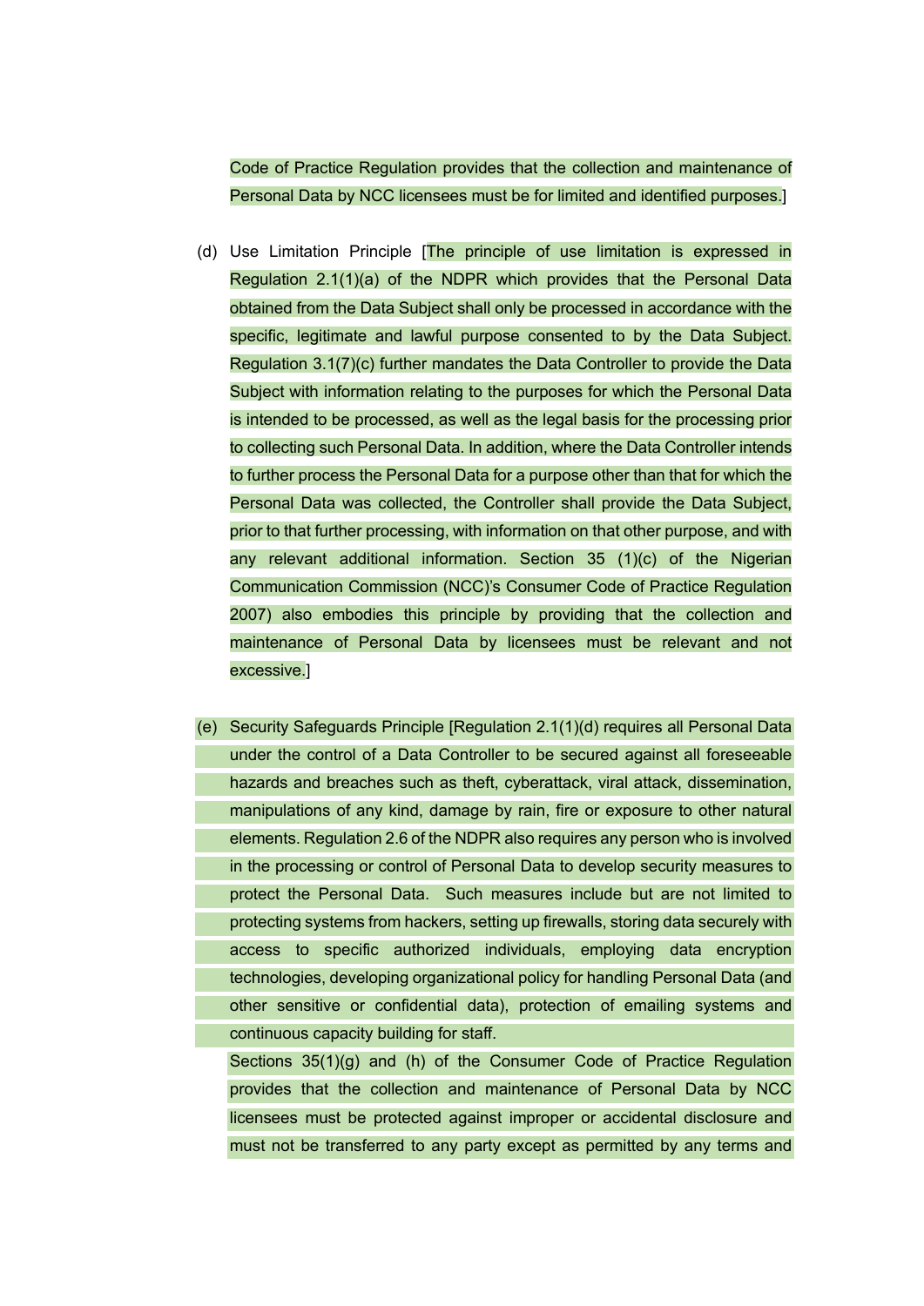Code of Practice Regulation provides that the collection and maintenance of Personal Data by NCC licensees must be for limited and identified purposes.]

(d) Use Limitation Principle [The principle of use limitation is expressed in Regulation 2.1(1)(a) of the NDPR which provides that the Personal Data obtained from the Data Subject shall only be processed in accordance with the specific, legitimate and lawful purpose consented to by the Data Subject. Regulation 3.1(7)(c) further mandates the Data Controller to provide the Data Subject with information relating to the purposes for which the Personal Data is intended to be processed, as well as the legal basis for the processing prior to collecting such Personal Data. In addition, where the Data Controller intends to further process the Personal Data for a purpose other than that for which the Personal Data was collected, the Controller shall provide the Data Subject, prior to that further processing, with information on that other purpose, and with any relevant additional information. Section 35 (1)(c) of the Nigerian Communication Commission (NCC)'s Consumer Code of Practice Regulation 2007) also embodies this principle by providing that the collection and maintenance of Personal Data by licensees must be relevant and not excessive.]

(e) Security Safeguards Principle [Regulation 2.1(1)(d) requires all Personal Data under the control of a Data Controller to be secured against all foreseeable hazards and breaches such as theft, cyberattack, viral attack, dissemination, manipulations of any kind, damage by rain, fire or exposure to other natural elements. Regulation 2.6 of the NDPR also requires any person who is involved in the processing or control of Personal Data to develop security measures to protect the Personal Data. Such measures include but are not limited to protecting systems from hackers, setting up firewalls, storing data securely with access to specific authorized individuals, employing data encryption technologies, developing organizational policy for handling Personal Data (and other sensitive or confidential data), protection of emailing systems and continuous capacity building for staff.

Sections 35(1)(g) and (h) of the Consumer Code of Practice Regulation provides that the collection and maintenance of Personal Data by NCC licensees must be protected against improper or accidental disclosure and must not be transferred to any party except as permitted by any terms and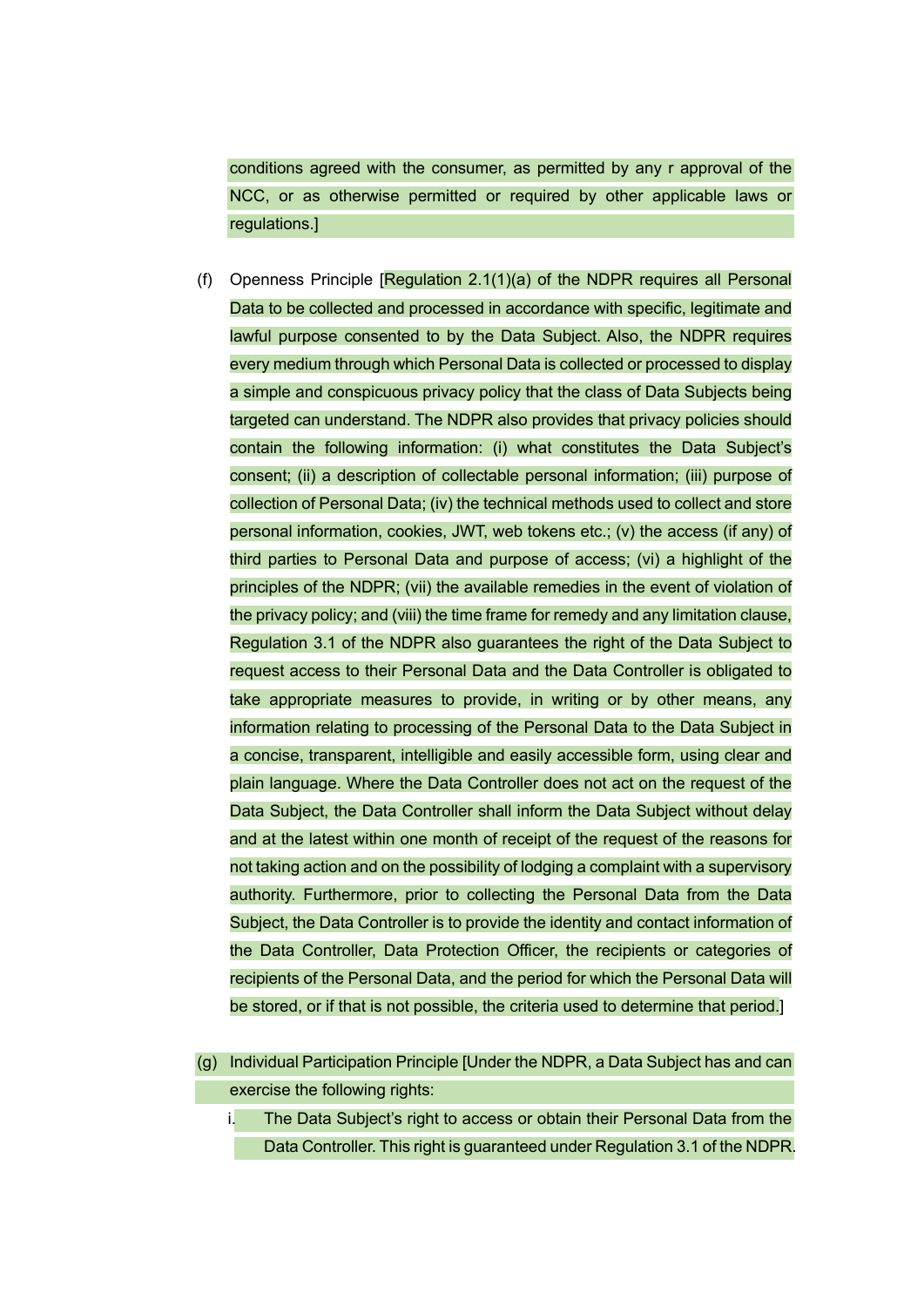conditions agreed with the consumer, as permitted by any r approval of the NCC, or as otherwise permitted or required by other applicable laws or regulations.]

(f) Openness Principle [Regulation 2.1(1)(a) of the NDPR requires all Personal Data to be collected and processed in accordance with specific, legitimate and lawful purpose consented to by the Data Subject. Also, the NDPR requires every medium through which Personal Data is collected or processed to display a simple and conspicuous privacy policy that the class of Data Subjects being targeted can understand. The NDPR also provides that privacy policies should contain the following information: (i) what constitutes the Data Subject's consent; (ii) a description of collectable personal information; (iii) purpose of collection of Personal Data; (iv) the technical methods used to collect and store personal information, cookies, JWT, web tokens etc.; (v) the access (if any) of third parties to Personal Data and purpose of access; (vi) a highlight of the principles of the NDPR; (vii) the available remedies in the event of violation of the privacy policy; and (viii) the time frame for remedy and any limitation clause, Regulation 3.1 of the NDPR also guarantees the right of the Data Subject to request access to their Personal Data and the Data Controller is obligated to take appropriate measures to provide, in writing or by other means, any information relating to processing of the Personal Data to the Data Subject in a concise, transparent, intelligible and easily accessible form, using clear and plain language. Where the Data Controller does not act on the request of the Data Subject, the Data Controller shall inform the Data Subject without delay and at the latest within one month of receipt of the request of the reasons for not taking action and on the possibility of lodging a complaint with a supervisory authority. Furthermore, prior to collecting the Personal Data from the Data Subject, the Data Controller is to provide the identity and contact information of the Data Controller, Data Protection Officer, the recipients or categories of recipients of the Personal Data, and the period for which the Personal Data will be stored, or if that is not possible, the criteria used to determine that period.]

(g) Individual Participation Principle [Under the NDPR, a Data Subject has and can exercise the following rights:

i. The Data Subject's right to access or obtain their Personal Data from the Data Controller. This right is guaranteed under Regulation 3.1 of the NDPR.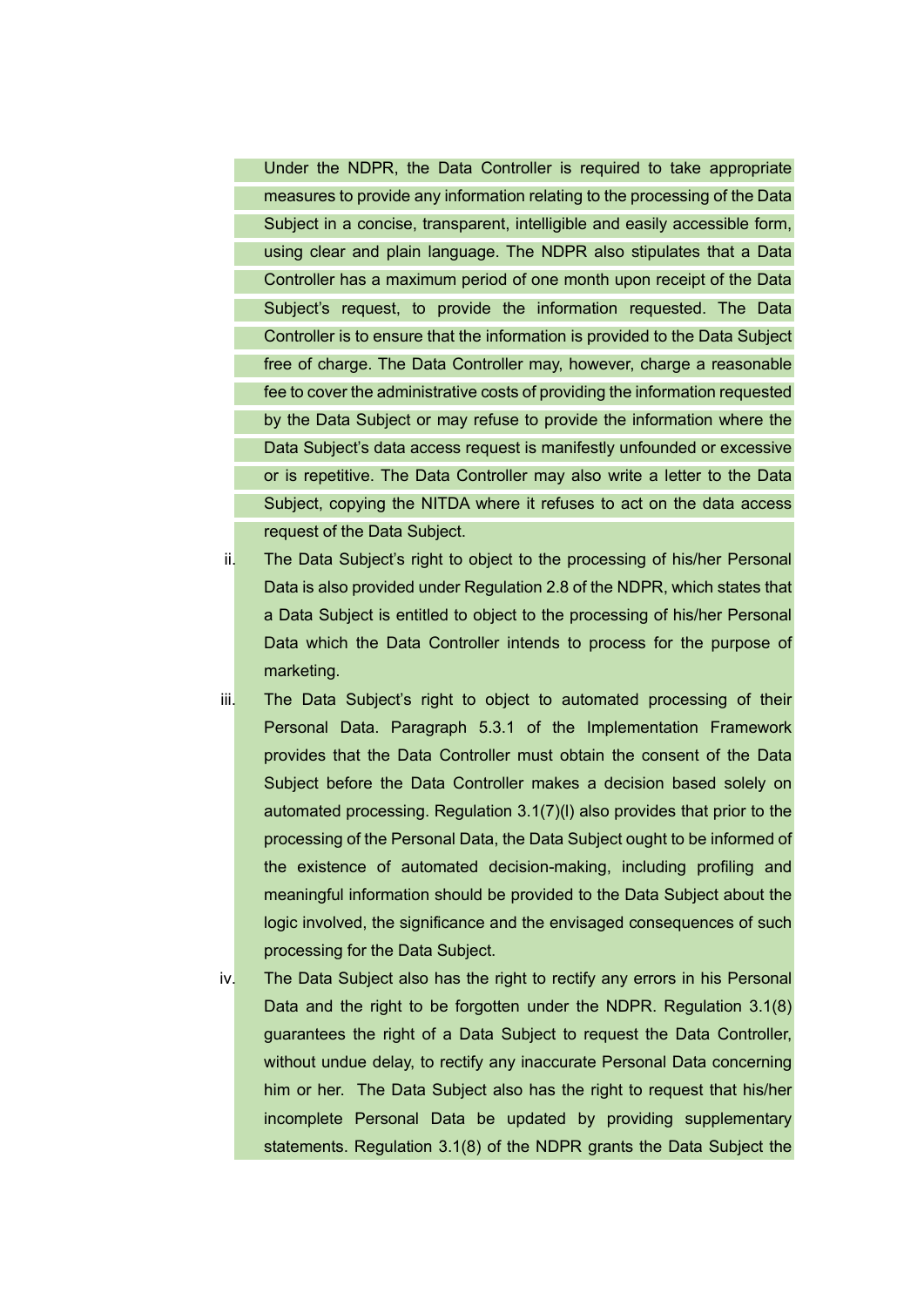Under the NDPR, the Data Controller is required to take appropriate measures to provide any information relating to the processing of the Data Subject in a concise, transparent, intelligible and easily accessible form, using clear and plain language. The NDPR also stipulates that a Data Controller has a maximum period of one month upon receipt of the Data Subject's request, to provide the information requested. The Data Controller is to ensure that the information is provided to the Data Subject free of charge. The Data Controller may, however, charge a reasonable fee to cover the administrative costs of providing the information requested by the Data Subject or may refuse to provide the information where the Data Subject's data access request is manifestly unfounded or excessive or is repetitive. The Data Controller may also write a letter to the Data Subject, copying the NITDA where it refuses to act on the data access request of the Data Subject.

ii. The Data Subject's right to object to the processing of his/her Personal Data is also provided under Regulation 2.8 of the NDPR, which states that a Data Subject is entitled to object to the processing of his/her Personal Data which the Data Controller intends to process for the purpose of marketing.

iii. The Data Subject's right to object to automated processing of their Personal Data. Paragraph 5.3.1 of the Implementation Framework provides that the Data Controller must obtain the consent of the Data Subject before the Data Controller makes a decision based solely on automated processing. Regulation 3.1(7)(l) also provides that prior to the processing of the Personal Data, the Data Subject ought to be informed of the existence of automated decision-making, including profiling and meaningful information should be provided to the Data Subject about the logic involved, the significance and the envisaged consequences of such processing for the Data Subject.

iv. The Data Subject also has the right to rectify any errors in his Personal Data and the right to be forgotten under the NDPR. Regulation 3.1(8) guarantees the right of a Data Subject to request the Data Controller, without undue delay, to rectify any inaccurate Personal Data concerning him or her. The Data Subject also has the right to request that his/her incomplete Personal Data be updated by providing supplementary statements. Regulation 3.1(8) of the NDPR grants the Data Subject the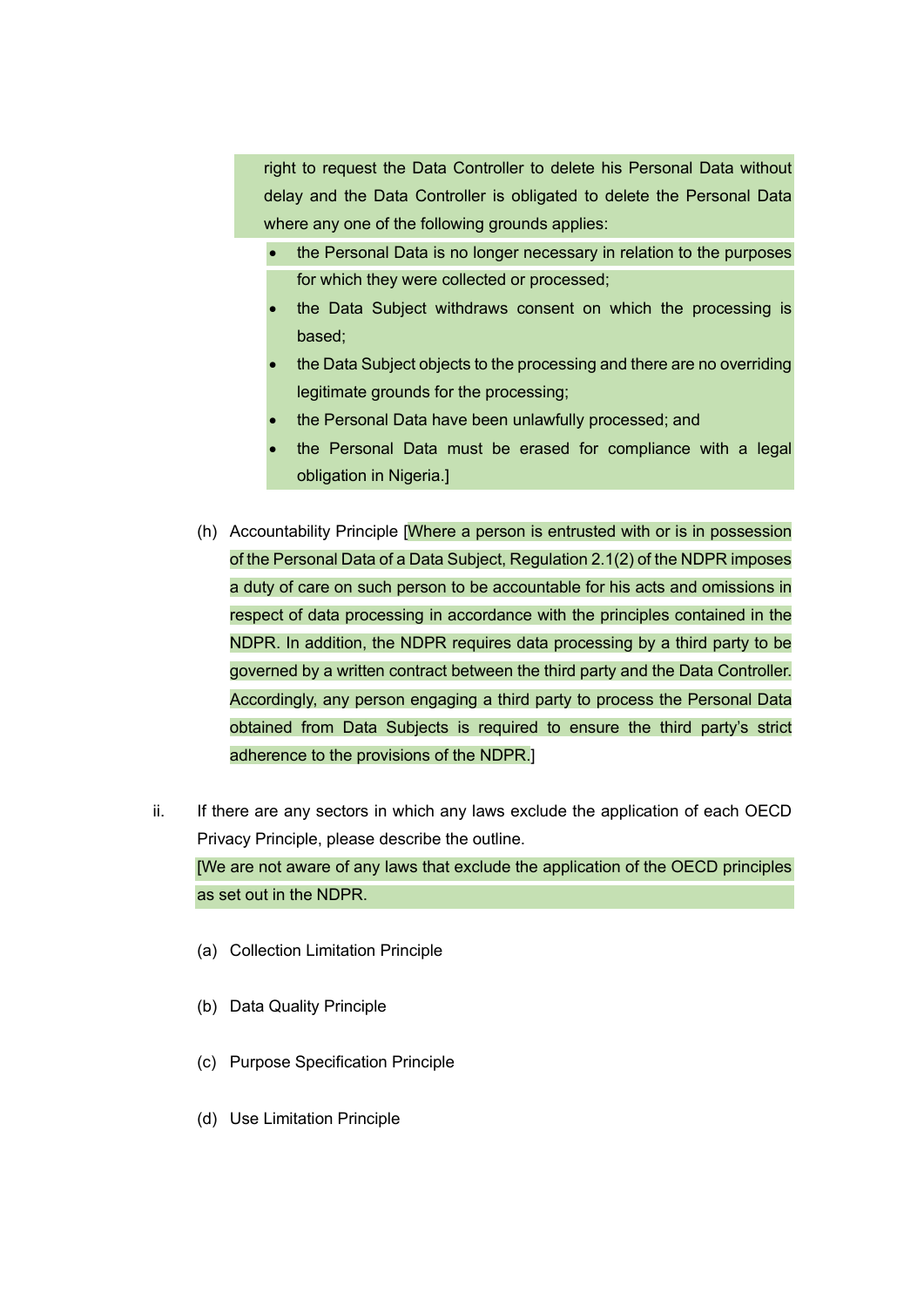right to request the Data Controller to delete his Personal Data without delay and the Data Controller is obligated to delete the Personal Data where any one of the following grounds applies:

- the Personal Data is no longer necessary in relation to the purposes for which they were collected or processed;
- the Data Subject withdraws consent on which the processing is based;
- the Data Subject objects to the processing and there are no overriding legitimate grounds for the processing;
- the Personal Data have been unlawfully processed; and
- the Personal Data must be erased for compliance with a legal obligation in Nigeria.]

(h) Accountability Principle [Where a person is entrusted with or is in possession of the Personal Data of a Data Subject, Regulation 2.1(2) of the NDPR imposes a duty of care on such person to be accountable for his acts and omissions in respect of data processing in accordance with the principles contained in the NDPR. In addition, the NDPR requires data processing by a third party to be governed by a written contract between the third party and the Data Controller. Accordingly, any person engaging a third party to process the Personal Data obtained from Data Subjects is required to ensure the third party's strict adherence to the provisions of the NDPR.]

ii. If there are any sectors in which any laws exclude the application of each OECD Privacy Principle, please describe the outline.

[We are not aware of any laws that exclude the application of the OECD principles as set out in the NDPR.

(a) Collection Limitation Principle

(b) Data Quality Principle

(c) Purpose Specification Principle

(d) Use Limitation Principle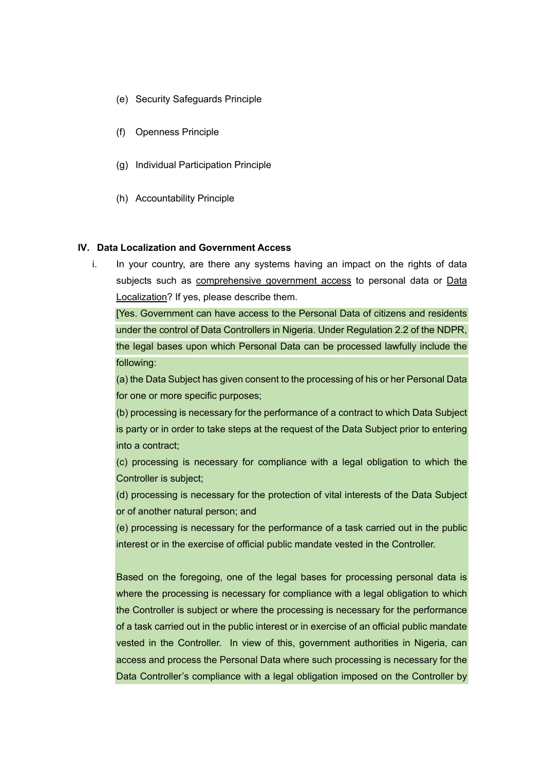(e) Security Safeguards Principle

(f) Openness Principle

(g) Individual Participation Principle

(h) Accountability Principle

## IV. Data Localization and Government Access

i. In your country, are there any systems having an impact on the rights of data subjects such as <u>comprehensive government access</u> to personal data or <u>Data Localization</u>? If yes, please describe them.

[Yes. Government can have access to the Personal Data of citizens and residents under the control of Data Controllers in Nigeria. Under Regulation 2.2 of the NDPR, the legal bases upon which Personal Data can be processed lawfully include the following:

(a) the Data Subject has given consent to the processing of his or her Personal Data for one or more specific purposes;

(b) processing is necessary for the performance of a contract to which Data Subject is party or in order to take steps at the request of the Data Subject prior to entering into a contract;

(c) processing is necessary for compliance with a legal obligation to which the Controller is subject;

(d) processing is necessary for the protection of vital interests of the Data Subject or of another natural person; and

(e) processing is necessary for the performance of a task carried out in the public interest or in the exercise of official public mandate vested in the Controller.

Based on the foregoing, one of the legal bases for processing personal data is where the processing is necessary for compliance with a legal obligation to which the Controller is subject or where the processing is necessary for the performance of a task carried out in the public interest or in exercise of an official public mandate vested in the Controller. In view of this, government authorities in Nigeria, can access and process the Personal Data where such processing is necessary for the Data Controller's compliance with a legal obligation imposed on the Controller by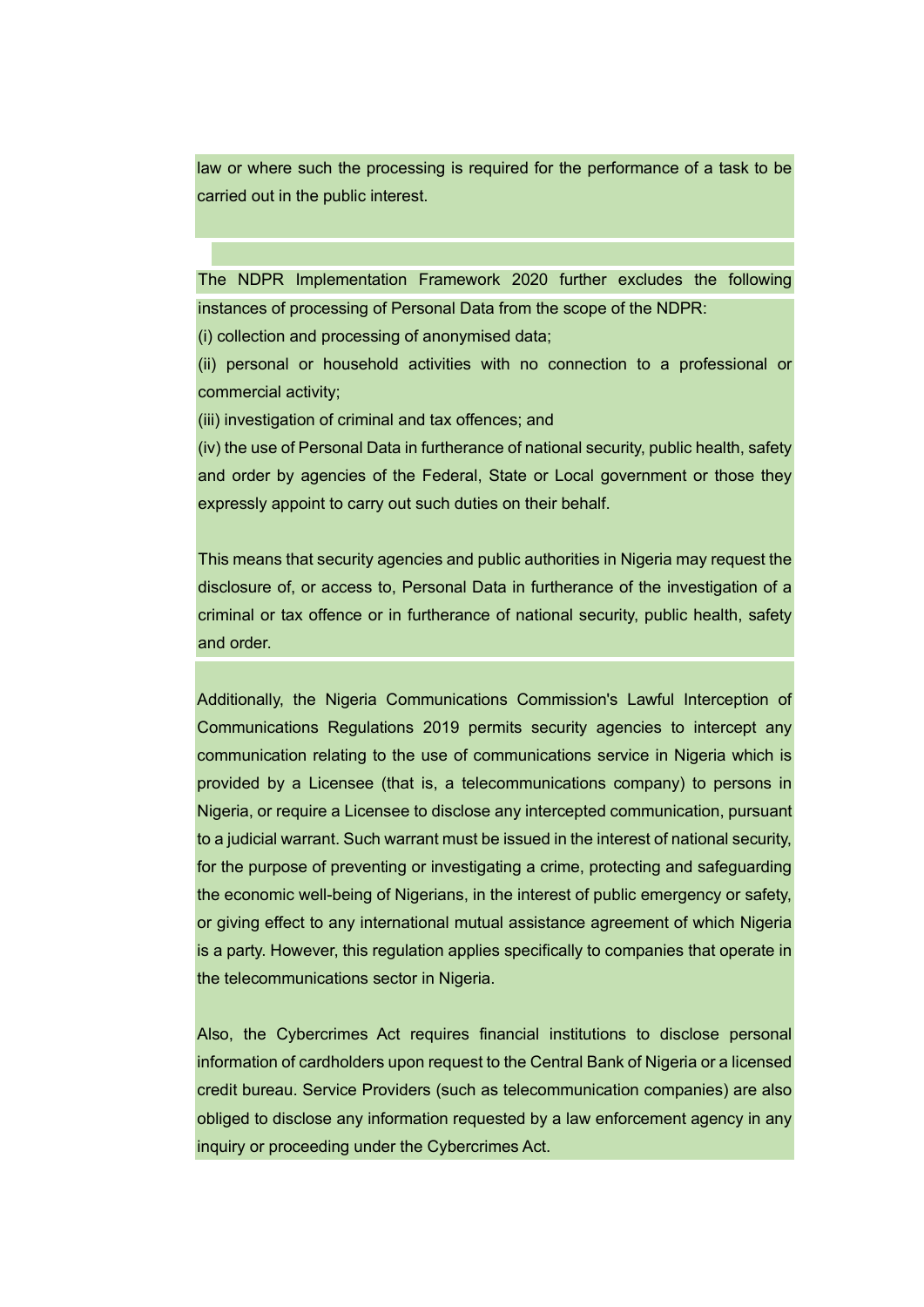law or where such the processing is required for the performance of a task to be carried out in the public interest.

The NDPR Implementation Framework 2020 further excludes the following instances of processing of Personal Data from the scope of the NDPR:

(i) collection and processing of anonymised data;

(ii) personal or household activities with no connection to a professional or commercial activity;

(iii) investigation of criminal and tax offences; and

(iv) the use of Personal Data in furtherance of national security, public health, safety and order by agencies of the Federal, State or Local government or those they expressly appoint to carry out such duties on their behalf.

This means that security agencies and public authorities in Nigeria may request the disclosure of, or access to, Personal Data in furtherance of the investigation of a criminal or tax offence or in furtherance of national security, public health, safety and order.

Additionally, the Nigeria Communications Commission's Lawful Interception of Communications Regulations 2019 permits security agencies to intercept any communication relating to the use of communications service in Nigeria which is provided by a Licensee (that is, a telecommunications company) to persons in Nigeria, or require a Licensee to disclose any intercepted communication, pursuant to a judicial warrant. Such warrant must be issued in the interest of national security, for the purpose of preventing or investigating a crime, protecting and safeguarding the economic well-being of Nigerians, in the interest of public emergency or safety, or giving effect to any international mutual assistance agreement of which Nigeria is a party. However, this regulation applies specifically to companies that operate in the telecommunications sector in Nigeria.

Also, the Cybercrimes Act requires financial institutions to disclose personal information of cardholders upon request to the Central Bank of Nigeria or a licensed credit bureau. Service Providers (such as telecommunication companies) are also obliged to disclose any information requested by a law enforcement agency in any inquiry or proceeding under the Cybercrimes Act.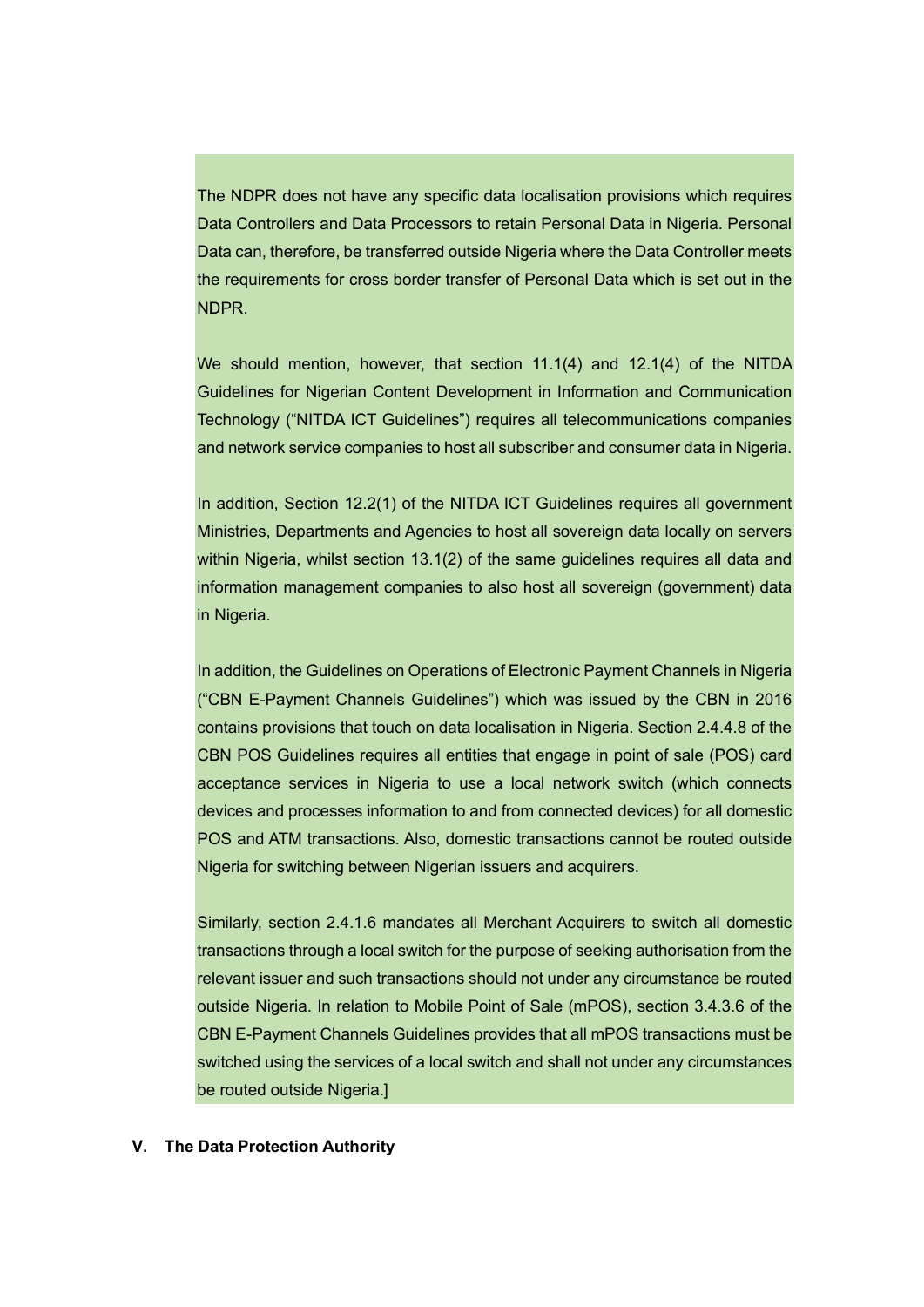The NDPR does not have any specific data localisation provisions which requires Data Controllers and Data Processors to retain Personal Data in Nigeria. Personal Data can, therefore, be transferred outside Nigeria where the Data Controller meets the requirements for cross border transfer of Personal Data which is set out in the NDPR.

We should mention, however, that section 11.1(4) and 12.1(4) of the NITDA Guidelines for Nigerian Content Development in Information and Communication Technology ("NITDA ICT Guidelines") requires all telecommunications companies and network service companies to host all subscriber and consumer data in Nigeria.

In addition, Section 12.2(1) of the NITDA ICT Guidelines requires all government Ministries, Departments and Agencies to host all sovereign data locally on servers within Nigeria, whilst section 13.1(2) of the same guidelines requires all data and information management companies to also host all sovereign (government) data in Nigeria.

In addition, the Guidelines on Operations of Electronic Payment Channels in Nigeria ("CBN E-Payment Channels Guidelines") which was issued by the CBN in 2016 contains provisions that touch on data localisation in Nigeria. Section 2.4.4.8 of the CBN POS Guidelines requires all entities that engage in point of sale (POS) card acceptance services in Nigeria to use a local network switch (which connects devices and processes information to and from connected devices) for all domestic POS and ATM transactions. Also, domestic transactions cannot be routed outside Nigeria for switching between Nigerian issuers and acquirers.

Similarly, section 2.4.1.6 mandates all Merchant Acquirers to switch all domestic transactions through a local switch for the purpose of seeking authorisation from the relevant issuer and such transactions should not under any circumstance be routed outside Nigeria. In relation to Mobile Point of Sale (mPOS), section 3.4.3.6 of the CBN E-Payment Channels Guidelines provides that all mPOS transactions must be switched using the services of a local switch and shall not under any circumstances be routed outside Nigeria.]

## V. The Data Protection Authority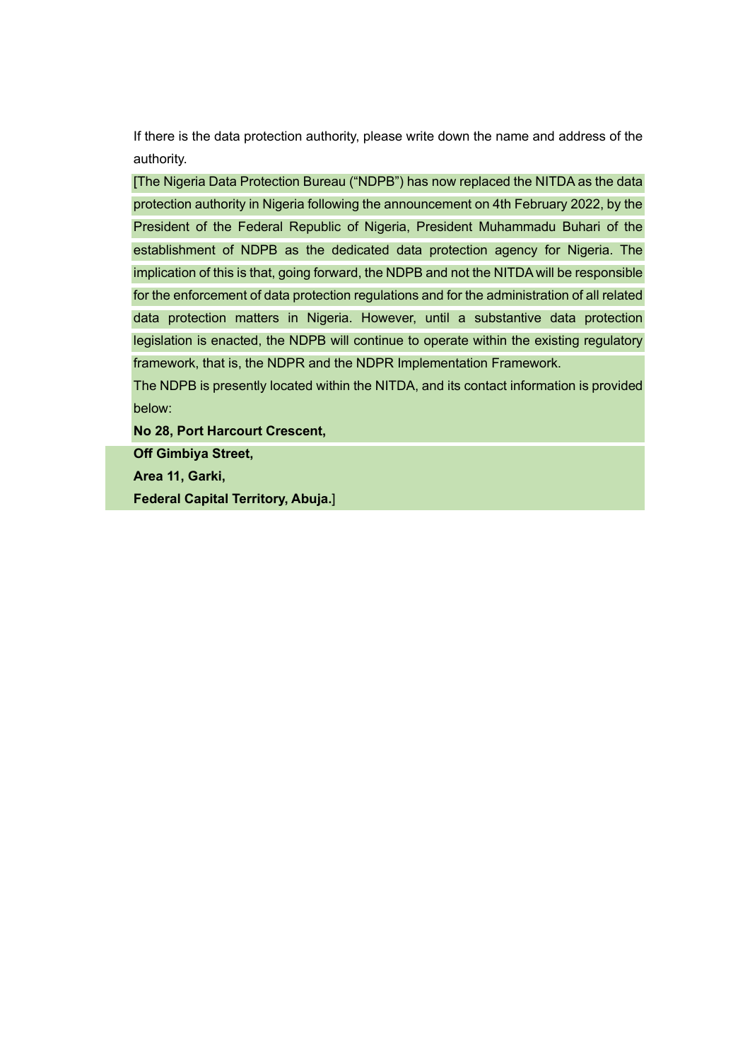If there is the data protection authority, please write down the name and address of the authority.

[The Nigeria Data Protection Bureau ("NDPB") has now replaced the NITDA as the data protection authority in Nigeria following the announcement on 4th February 2022, by the President of the Federal Republic of Nigeria, President Muhammadu Buhari of the establishment of NDPB as the dedicated data protection agency for Nigeria. The implication of this is that, going forward, the NDPB and not the NITDA will be responsible for the enforcement of data protection regulations and for the administration of all related data protection matters in Nigeria. However, until a substantive data protection legislation is enacted, the NDPB will continue to operate within the existing regulatory framework, that is, the NDPR and the NDPR Implementation Framework.

The NDPB is presently located within the NITDA, and its contact information is provided below:

**No 28, Port Harcourt Crescent,**

**Off Gimbiya Street,**

**Area 11, Garki,**

**Federal Capital Territory, Abuja.**]